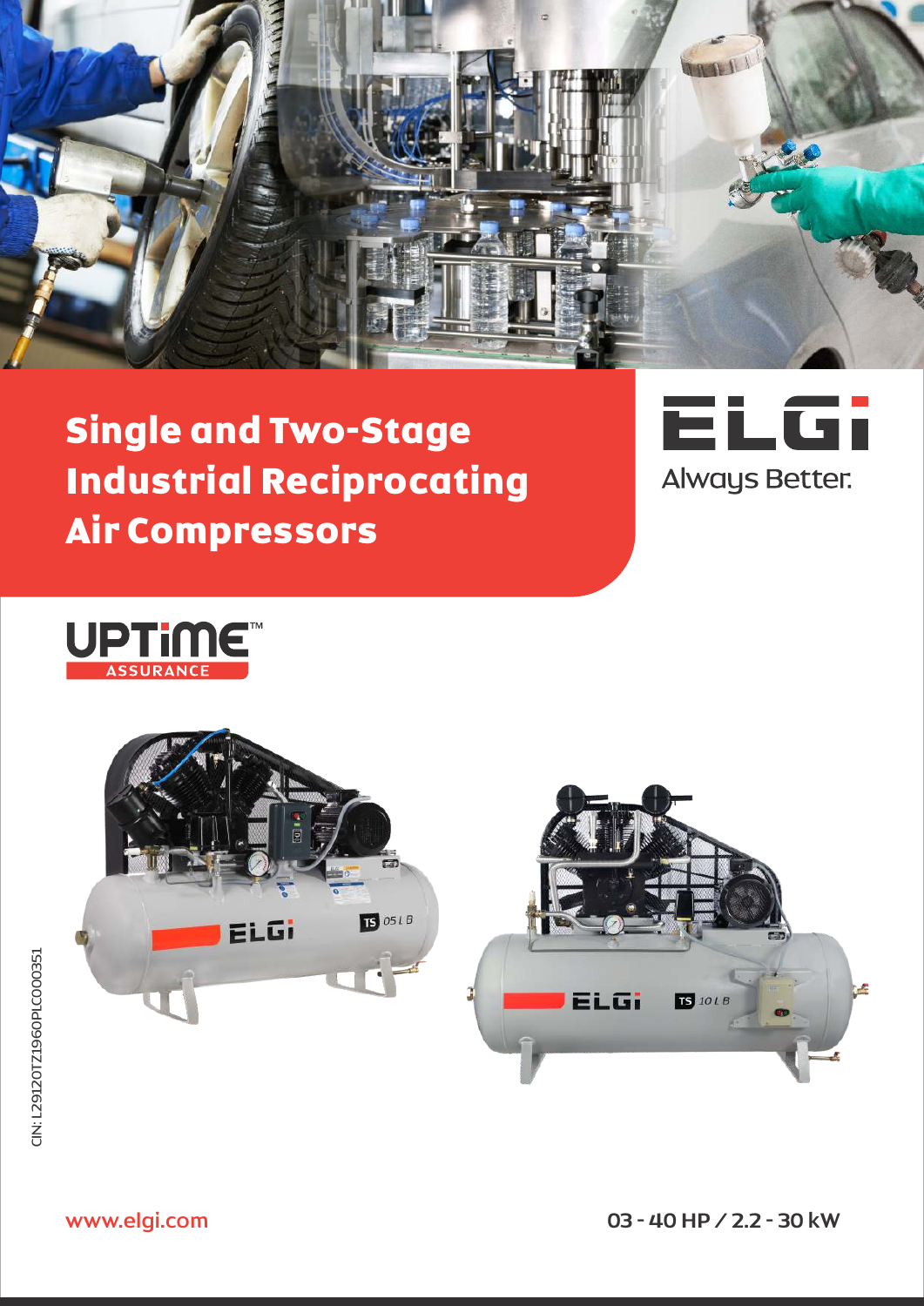# Single and Two-Stage Industrial Reciprocating Air Compressors

ELGi

Always Better.

UPTiME™ ASSURANCE

CIN: L29120TZ1960PLC000351

www.elgi.com

03 - 40 HP / 2.2 - 30 kW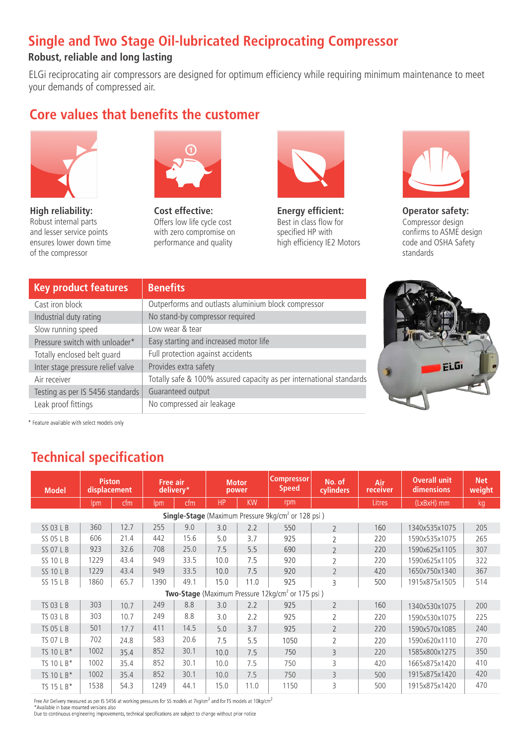# Single and Two Stage Oil-lubricated Reciprocating Compressor

**Robust, reliable and long lasting**

ELGi reciprocating air compressors are designed for optimum efficiency while requiring minimum maintenance to meet your demands of compressed air.

## Core values that benefits the customer

**High reliability:**
Robust internal parts and lesser service points ensures lower down time of the compressor

**Cost effective:**
Offers low life cycle cost with zero compromise on performance and quality

**Energy efficient:**
Best in class flow for specified HP with high efficiency IE2 Motors

**Operator safety:**
Compressor design confirms to ASME design code and OSHA Safety standards

| Key product features | Benefits |
|---|---|
| Cast iron block | Outperforms and outlasts aluminium block compressor |
| Industrial duty rating | No stand-by compressor required |
| Slow running speed | Low wear & tear |
| Pressure switch with unloader* | Easy starting and increased motor life |
| Totally enclosed belt guard | Full protection against accidents |
| Inter stage pressure relief valve | Provides extra safety |
| Air receiver | Totally safe & 100% assured capacity as per international standards |
| Testing as per IS 5456 standards | Guaranteed output |
| Leak proof fittings | No compressed air leakage |

* Feature available with select models only

## Technical specification

| Model | Piston displacement | | Free air delivery* | | Motor power | | Compressor Speed | No. of cylinders | Air receiver | Overall unit dimensions | Net weight |
|---|---|---|---|---|---|---|---|---|---|---|---|
| | lpm | cfm | lpm | cfm | HP | KW | rpm | | Litres | (LxBxH) mm | kg |
| **Single-Stage** (Maximum Pressure 9kg/cm² or 128 psi ) | | | | | | | | | | | |
| SS 03 L B | 360 | 12.7 | 255 | 9.0 | 3.0 | 2.2 | 550 | 2 | 160 | 1340x535x1075 | 205 |
| SS 05 L B | 606 | 21.4 | 442 | 15.6 | 5.0 | 3.7 | 925 | 2 | 220 | 1590x535x1075 | 265 |
| SS 07 L B | 923 | 32.6 | 708 | 25.0 | 7.5 | 5.5 | 690 | 2 | 220 | 1590x625x1105 | 307 |
| SS 10 L B | 1229 | 43.4 | 949 | 33.5 | 10.0 | 7.5 | 920 | 2 | 220 | 1590x625x1105 | 322 |
| SS 10 L B | 1229 | 43.4 | 949 | 33.5 | 10.0 | 7.5 | 920 | 2 | 420 | 1650x750x1340 | 367 |
| SS 15 L B | 1860 | 65.7 | 1390 | 49.1 | 15.0 | 11.0 | 925 | 3 | 500 | 1915x875x1505 | 514 |
| **Two-Stage** (Maximum Pressure 12kg/cm² or 175 psi ) | | | | | | | | | | | |
| TS 03 L B | 303 | 10.7 | 249 | 8.8 | 3.0 | 2.2 | 925 | 2 | 160 | 1340x530x1075 | 200 |
| TS 03 L B | 303 | 10.7 | 249 | 8.8 | 3.0 | 2.2 | 925 | 2 | 220 | 1590x530x1075 | 225 |
| TS 05 L B | 501 | 17.7 | 411 | 14.5 | 5.0 | 3.7 | 925 | 2 | 220 | 1590x570x1085 | 240 |
| TS 07 L B | 702 | 24.8 | 583 | 20.6 | 7.5 | 5.5 | 1050 | 2 | 220 | 1590x620x1110 | 270 |
| TS 10 L B* | 1002 | 35.4 | 852 | 30.1 | 10.0 | 7.5 | 750 | 3 | 220 | 1585x800x1275 | 350 |
| TS 10 L B* | 1002 | 35.4 | 852 | 30.1 | 10.0 | 7.5 | 750 | 3 | 420 | 1665x875x1420 | 410 |
| TS 10 L B* | 1002 | 35.4 | 852 | 30.1 | 10.0 | 7.5 | 750 | 3 | 500 | 1915x875x1420 | 420 |
| TS 15 L B* | 1538 | 54.3 | 1249 | 44.1 | 15.0 | 11.0 | 1150 | 3 | 500 | 1915x875x1420 | 470 |

Free Air Delivery measured as per IS 5456 at working pressures for SS models at 7kg/cm² and for TS models at 10kg/cm²
*Available in base mounted versions also
Due to continuous engineering improvements, technical specifications are subject to change without prior notice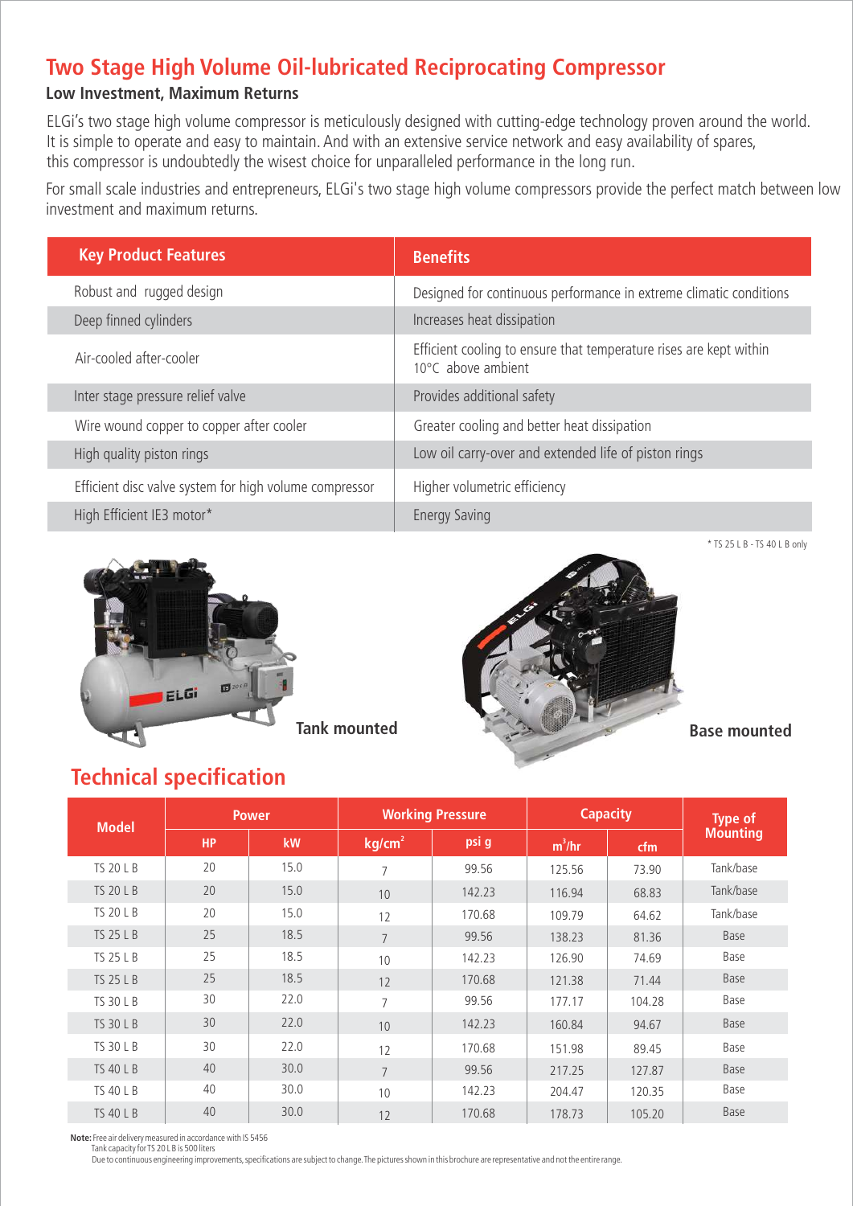# Two Stage High Volume Oil-lubricated Reciprocating Compressor

### Low Investment, Maximum Returns

ELGi's two stage high volume compressor is meticulously designed with cutting-edge technology proven around the world. It is simple to operate and easy to maintain. And with an extensive service network and easy availability of spares, this compressor is undoubtedly the wisest choice for unparalleled performance in the long run.

For small scale industries and entrepreneurs, ELGi's two stage high volume compressors provide the perfect match between low investment and maximum returns.

| Key Product Features | Benefits |
|---|---|
| Robust and rugged design | Designed for continuous performance in extreme climatic conditions |
| Deep finned cylinders | Increases heat dissipation |
| Air-cooled after-cooler | Efficient cooling to ensure that temperature rises are kept within 10°C above ambient |
| Inter stage pressure relief valve | Provides additional safety |
| Wire wound copper to copper after cooler | Greater cooling and better heat dissipation |
| High quality piston rings | Low oil carry-over and extended life of piston rings |
| Efficient disc valve system for high volume compressor | Higher volumetric efficiency |
| High Efficient IE3 motor* | Energy Saving |

* TS 25 L B - TS 40 L B only

Tank mounted

Base mounted

## Technical specification

| Model | Power | | Working Pressure | | Capacity | | Type of Mounting |
|---|---|---|---|---|---|---|---|
| | HP | kW | kg/cm$^2$ | psi g | m$^3$/hr | cfm | |
| TS 20 L B | 20 | 15.0 | 7 | 99.56 | 125.56 | 73.90 | Tank/base |
| TS 20 L B | 20 | 15.0 | 10 | 142.23 | 116.94 | 68.83 | Tank/base |
| TS 20 L B | 20 | 15.0 | 12 | 170.68 | 109.79 | 64.62 | Tank/base |
| TS 25 L B | 25 | 18.5 | 7 | 99.56 | 138.23 | 81.36 | Base |
| TS 25 L B | 25 | 18.5 | 10 | 142.23 | 126.90 | 74.69 | Base |
| TS 25 L B | 25 | 18.5 | 12 | 170.68 | 121.38 | 71.44 | Base |
| TS 30 L B | 30 | 22.0 | 7 | 99.56 | 177.17 | 104.28 | Base |
| TS 30 L B | 30 | 22.0 | 10 | 142.23 | 160.84 | 94.67 | Base |
| TS 30 L B | 30 | 22.0 | 12 | 170.68 | 151.98 | 89.45 | Base |
| TS 40 L B | 40 | 30.0 | 7 | 99.56 | 217.25 | 127.87 | Base |
| TS 40 L B | 40 | 30.0 | 10 | 142.23 | 204.47 | 120.35 | Base |
| TS 40 L B | 40 | 30.0 | 12 | 170.68 | 178.73 | 105.20 | Base |

**Note:** Free air delivery measured in accordance with IS 5456
Tank capacity for TS 20 L B is 500 liters
Due to continuous engineering improvements, specifications are subject to change. The pictures shown in this brochure are representative and not the entire range.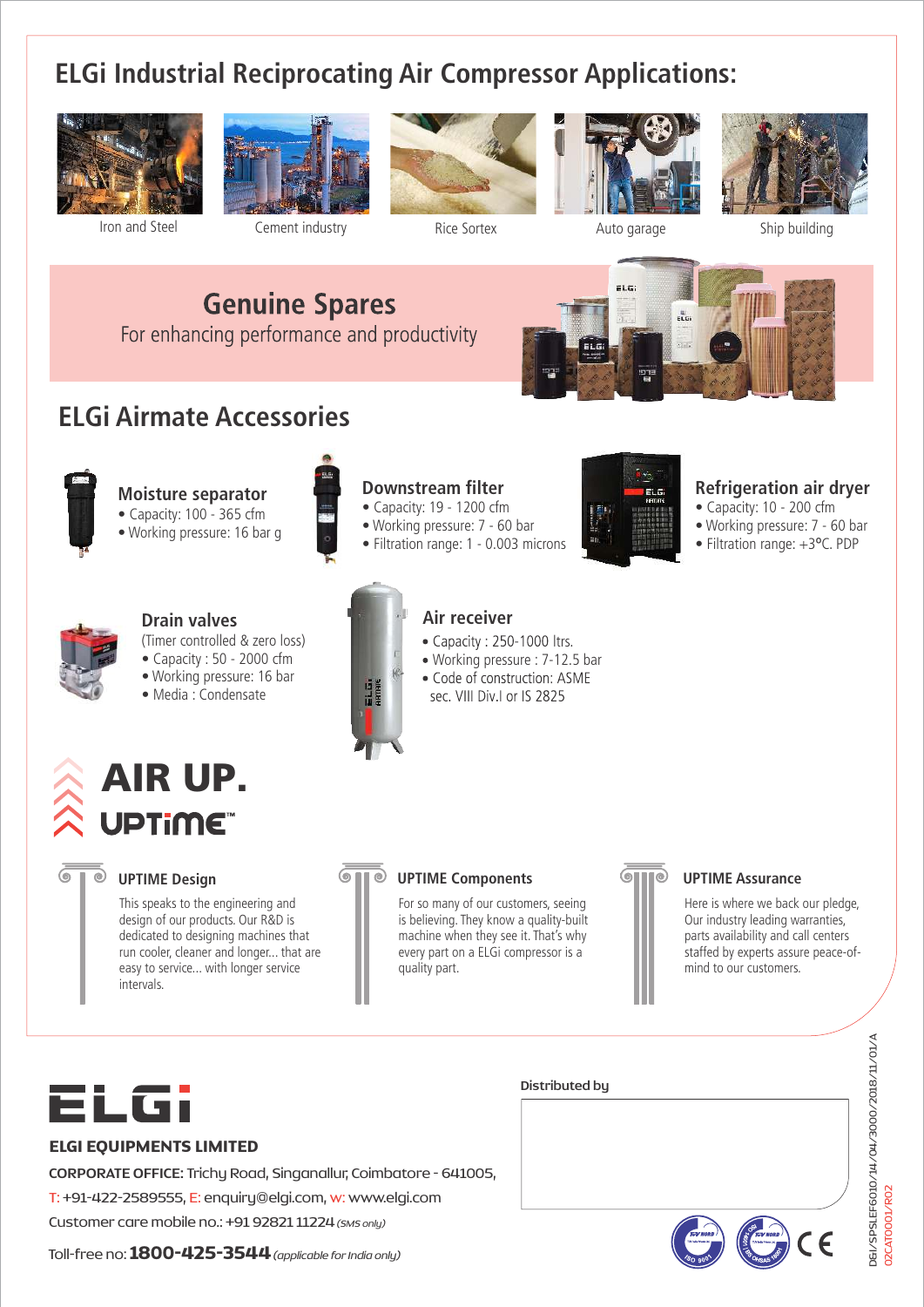# ELGi Industrial Reciprocating Air Compressor Applications:

Iron and Steel

Cement industry

Rice Sortex

Auto garage

Ship building

## Genuine Spares

For enhancing performance and productivity

## ELGi Airmate Accessories

### Moisture separator

- Capacity: 100 - 365 cfm
- Working pressure: 16 bar g

### Downstream filter

- Capacity: 19 - 1200 cfm
- Working pressure: 7 - 60 bar
- Filtration range: 1 - 0.003 microns

### Refrigeration air dryer

- Capacity: 10 - 200 cfm
- Working pressure: 7 - 60 bar
- Filtration range: +3°C. PDP

### Drain valves

(Timer controlled & zero loss)

- Capacity : 50 - 2000 cfm
- Working pressure: 16 bar
- Media : Condensate

### Air receiver

- Capacity : 250-1000 ltrs.
- Working pressure : 7-12.5 bar
- Code of construction: ASME sec. VIII Div.I or IS 2825

# AIR UP.
## UPTIME™

### UPTIME Design

This speaks to the engineering and design of our products. Our R&D is dedicated to designing machines that run cooler, cleaner and longer... that are easy to service... with longer service intervals.

### UPTIME Components

For so many of our customers, seeing is believing. They know a quality-built machine when they see it. That's why every part on a ELGi compressor is a quality part.

### UPTIME Assurance

Here is where we back our pledge, Our industry leading warranties, parts availability and call centers staffed by experts assure peace-of-mind to our customers.

ELGi

**ELGI EQUIPMENTS LIMITED**

**CORPORATE OFFICE:** Trichy Road, Singanallur, Coimbatore - 641005,

T: +91-422-2589555, E: enquiry@elgi.com, w: www.elgi.com

Customer care mobile no.: +91 92821 11224 *(SMS only)*

Toll-free no: **1800-425-3544** *(applicable for India only)*

Distributed by

D61/SPSLEF6010/14/04/3000/2018/11/01/A

02CAT0001/R02